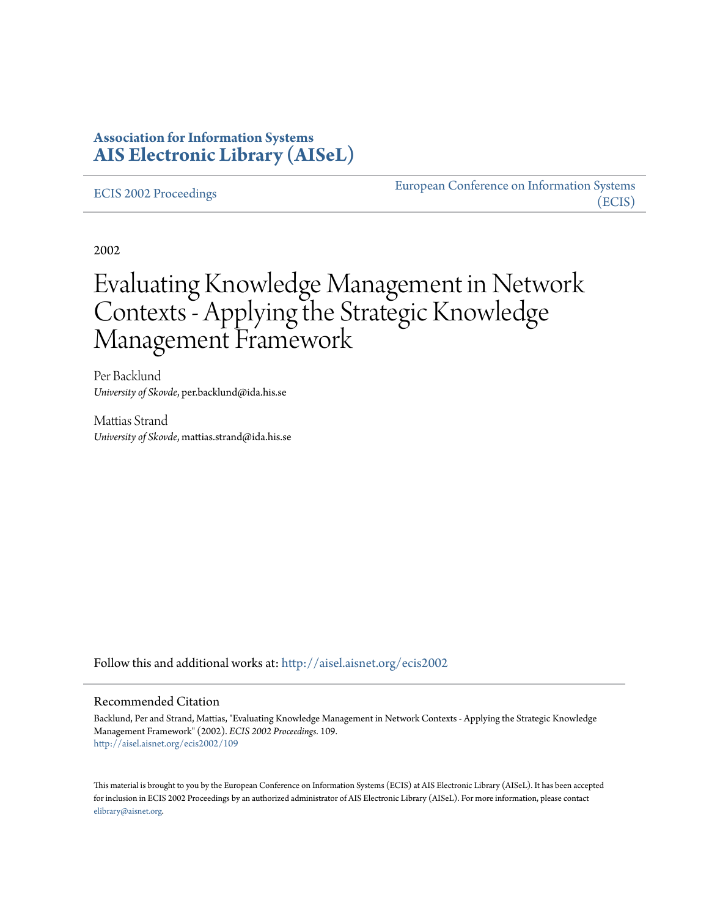**Association for Information Systems**
**AIS Electronic Library (AISeL)**

ECIS 2002 Proceedings

European Conference on Information Systems (ECIS)

2002

# Evaluating Knowledge Management in Network Contexts - Applying the Strategic Knowledge Management Framework

Per Backlund
*University of Skovde*, per.backlund@ida.his.se

Mattias Strand
*University of Skovde*, mattias.strand@ida.his.se

Follow this and additional works at: http://aisel.aisnet.org/ecis2002

## Recommended Citation

Backlund, Per and Strand, Mattias, "Evaluating Knowledge Management in Network Contexts - Applying the Strategic Knowledge Management Framework" (2002). *ECIS 2002 Proceedings*. 109.
http://aisel.aisnet.org/ecis2002/109

This material is brought to you by the European Conference on Information Systems (ECIS) at AIS Electronic Library (AISeL). It has been accepted for inclusion in ECIS 2002 Proceedings by an authorized administrator of AIS Electronic Library (AISeL). For more information, please contact elibrary@aisnet.org.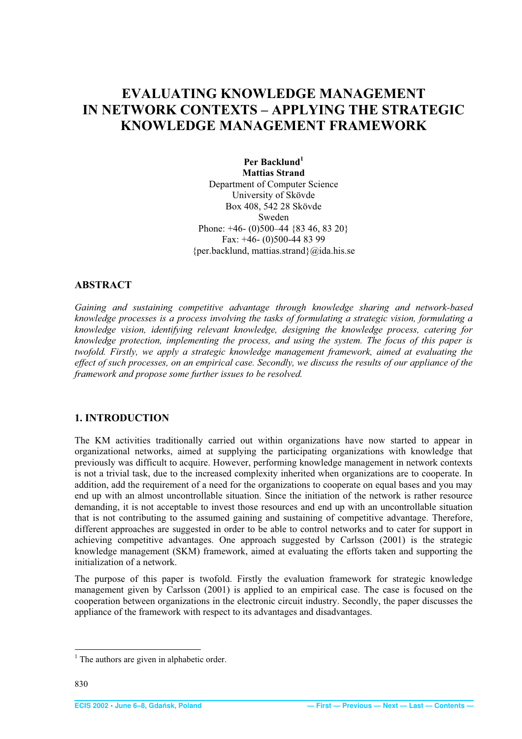# EVALUATING KNOWLEDGE MANAGEMENT IN NETWORK CONTEXTS – APPLYING THE STRATEGIC KNOWLEDGE MANAGEMENT FRAMEWORK

**Per Backlund**[1]
**Mattias Strand**
Department of Computer Science
University of Skövde
Box 408, 542 28 Skövde
Sweden
Phone: +46- (0)500–44 {83 46, 83 20}
Fax: +46- (0)500-44 83 99
{per.backlund, mattias.strand}@ida.his.se

## ABSTRACT

*Gaining and sustaining competitive advantage through knowledge sharing and network-based knowledge processes is a process involving the tasks of formulating a strategic vision, formulating a knowledge vision, identifying relevant knowledge, designing the knowledge process, catering for knowledge protection, implementing the process, and using the system. The focus of this paper is twofold. Firstly, we apply a strategic knowledge management framework, aimed at evaluating the effect of such processes, on an empirical case. Secondly, we discuss the results of our appliance of the framework and propose some further issues to be resolved.*

## 1. INTRODUCTION

The KM activities traditionally carried out within organizations have now started to appear in organizational networks, aimed at supplying the participating organizations with knowledge that previously was difficult to acquire. However, performing knowledge management in network contexts is not a trivial task, due to the increased complexity inherited when organizations are to cooperate. In addition, add the requirement of a need for the organizations to cooperate on equal bases and you may end up with an almost uncontrollable situation. Since the initiation of the network is rather resource demanding, it is not acceptable to invest those resources and end up with an uncontrollable situation that is not contributing to the assumed gaining and sustaining of competitive advantage. Therefore, different approaches are suggested in order to be able to control networks and to cater for support in achieving competitive advantages. One approach suggested by Carlsson (2001) is the strategic knowledge management (SKM) framework, aimed at evaluating the efforts taken and supporting the initialization of a network.

The purpose of this paper is twofold. Firstly the evaluation framework for strategic knowledge management given by Carlsson (2001) is applied to an empirical case. The case is focused on the cooperation between organizations in the electronic circuit industry. Secondly, the paper discusses the appliance of the framework with respect to its advantages and disadvantages.

[1] The authors are given in alphabetic order.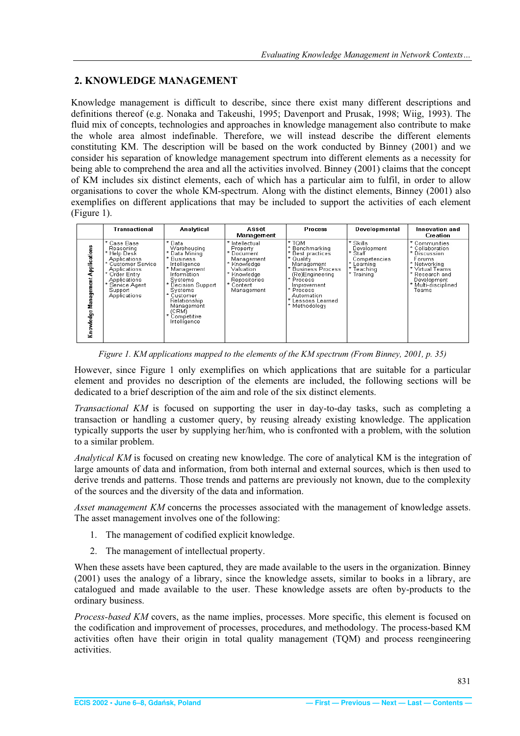## 2. KNOWLEDGE MANAGEMENT

Knowledge management is difficult to describe, since there exist many different descriptions and definitions thereof (e.g. Nonaka and Takeushi, 1995; Davenport and Prusak, 1998; Wiig, 1993). The fluid mix of concepts, technologies and approaches in knowledge management also contribute to make the whole area almost indefinable. Therefore, we will instead describe the different elements constituting KM. The description will be based on the work conducted by Binney (2001) and we consider his separation of knowledge management spectrum into different elements as a necessity for being able to comprehend the area and all the activities involved. Binney (2001) claims that the concept of KM includes six distinct elements, each of which has a particular aim to fulfil, in order to allow organisations to cover the whole KM-spectrum. Along with the distinct elements, Binney (2001) also exemplifies on different applications that may be included to support the activities of each element (Figure 1).

| | Transactional | Analytical | Asset Management | Process | Developmental | Innovation and Creation |
|---|---|---|---|---|---|---|
| Knowledge Management Applications | * Case Base Reasoning<br>* Help Desk Applications<br>* Customer Service Applications<br>* Order Entry Applications<br>* Service Agent Support Applications | * Data Warehousing<br>* Data Mining<br>* Business Intelligence<br>* Management Information Systems<br>* Decision Support Systems<br>* Customer Relationship Management (CRM)<br>* Competitive Intelligence | * Intellectual Property<br>* Document Management<br>* Knowledge Valuation<br>* Knowledge Repositories<br>* Content Management | * TQM<br>* Benchmarking<br>* Best practices<br>* Quality Management<br>* Business Process (Re)Engineering<br>* Process Improvement<br>* Process Automation<br>* Lessons Learned<br>* Methodology | * Skills Development<br>* Staff Competencies<br>* Learning<br>* Teaching<br>* Training | * Communities<br>* Collaboration<br>* Discussion Forums<br>* Networking<br>* Virtual Teams<br>* Research and Development<br>* Multi-disciplined Teams |

*Figure 1. KM applications mapped to the elements of the KM spectrum (From Binney, 2001, p. 35)*

However, since Figure 1 only exemplifies on which applications that are suitable for a particular element and provides no description of the elements are included, the following sections will be dedicated to a brief description of the aim and role of the six distinct elements.

*Transactional KM* is focused on supporting the user in day-to-day tasks, such as completing a transaction or handling a customer query, by reusing already existing knowledge. The application typically supports the user by supplying her/him, who is confronted with a problem, with the solution to a similar problem.

*Analytical KM* is focused on creating new knowledge. The core of analytical KM is the integration of large amounts of data and information, from both internal and external sources, which is then used to derive trends and patterns. Those trends and patterns are previously not known, due to the complexity of the sources and the diversity of the data and information.

*Asset management KM* concerns the processes associated with the management of knowledge assets. The asset management involves one of the following:

1. The management of codified explicit knowledge.
2. The management of intellectual property.

When these assets have been captured, they are made available to the users in the organization. Binney (2001) uses the analogy of a library, since the knowledge assets, similar to books in a library, are catalogued and made available to the user. These knowledge assets are often by-products to the ordinary business.

*Process-based KM* covers, as the name implies, processes. More specific, this element is focused on the codification and improvement of processes, procedures, and methodology. The process-based KM activities often have their origin in total quality management (TQM) and process reengineering activities.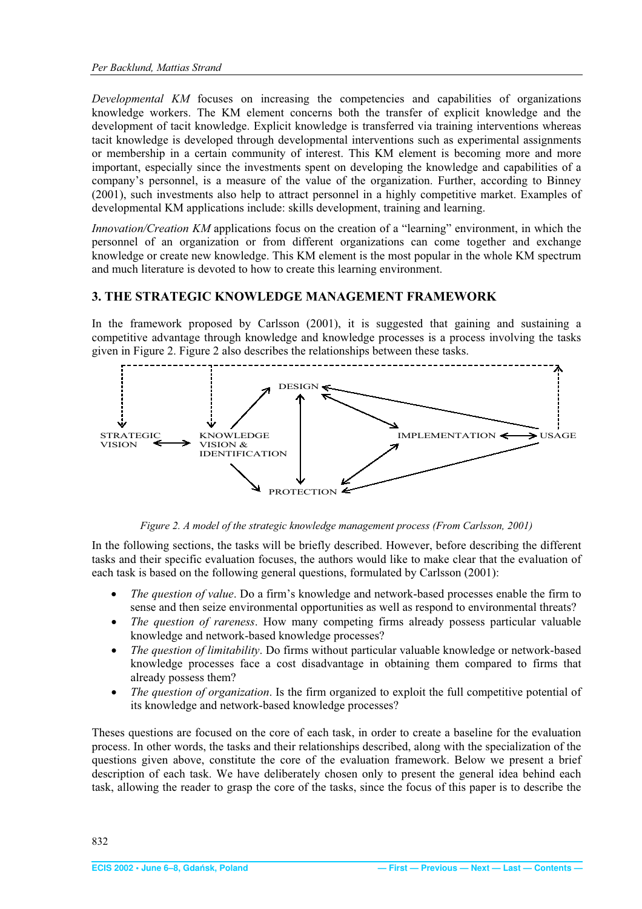*Developmental KM* focuses on increasing the competencies and capabilities of organizations knowledge workers. The KM element concerns both the transfer of explicit knowledge and the development of tacit knowledge. Explicit knowledge is transferred via training interventions whereas tacit knowledge is developed through developmental interventions such as experimental assignments or membership in a certain community of interest. This KM element is becoming more and more important, especially since the investments spent on developing the knowledge and capabilities of a company's personnel, is a measure of the value of the organization. Further, according to Binney (2001), such investments also help to attract personnel in a highly competitive market. Examples of developmental KM applications include: skills development, training and learning.

*Innovation/Creation KM* applications focus on the creation of a "learning" environment, in which the personnel of an organization or from different organizations can come together and exchange knowledge or create new knowledge. This KM element is the most popular in the whole KM spectrum and much literature is devoted to how to create this learning environment.

## 3. THE STRATEGIC KNOWLEDGE MANAGEMENT FRAMEWORK

In the framework proposed by Carlsson (2001), it is suggested that gaining and sustaining a competitive advantage through knowledge and knowledge processes is a process involving the tasks given in Figure 2. Figure 2 also describes the relationships between these tasks.

*Figure 2. A model of the strategic knowledge management process (From Carlsson, 2001)*

In the following sections, the tasks will be briefly described. However, before describing the different tasks and their specific evaluation focuses, the authors would like to make clear that the evaluation of each task is based on the following general questions, formulated by Carlsson (2001):

- *The question of value*. Do a firm's knowledge and network-based processes enable the firm to sense and then seize environmental opportunities as well as respond to environmental threats?
- *The question of rareness*. How many competing firms already possess particular valuable knowledge and network-based knowledge processes?
- *The question of limitability*. Do firms without particular valuable knowledge or network-based knowledge processes face a cost disadvantage in obtaining them compared to firms that already possess them?
- *The question of organization*. Is the firm organized to exploit the full competitive potential of its knowledge and network-based knowledge processes?

Theses questions are focused on the core of each task, in order to create a baseline for the evaluation process. In other words, the tasks and their relationships described, along with the specialization of the questions given above, constitute the core of the evaluation framework. Below we present a brief description of each task. We have deliberately chosen only to present the general idea behind each task, allowing the reader to grasp the core of the tasks, since the focus of this paper is to describe the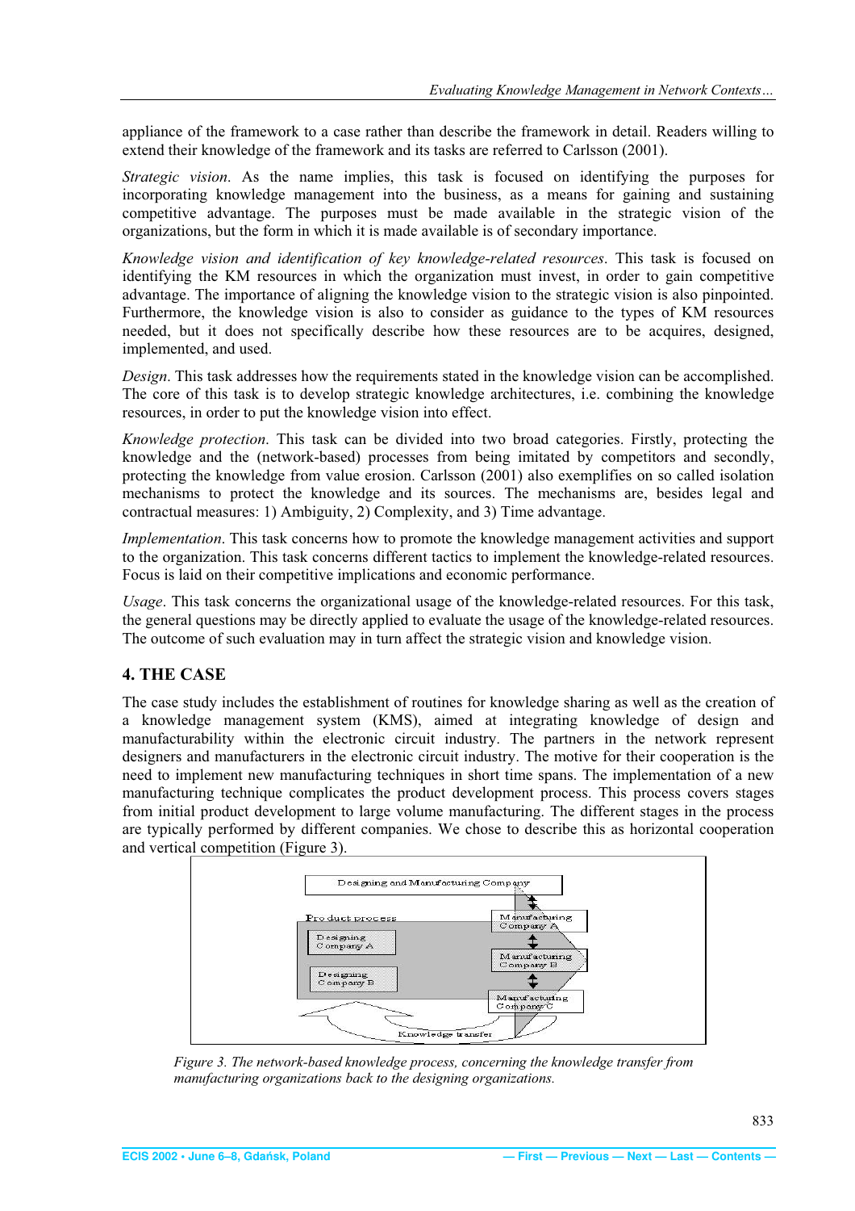appliance of the framework to a case rather than describe the framework in detail. Readers willing to extend their knowledge of the framework and its tasks are referred to Carlsson (2001).

*Strategic vision*. As the name implies, this task is focused on identifying the purposes for incorporating knowledge management into the business, as a means for gaining and sustaining competitive advantage. The purposes must be made available in the strategic vision of the organizations, but the form in which it is made available is of secondary importance.

*Knowledge vision and identification of key knowledge-related resources*. This task is focused on identifying the KM resources in which the organization must invest, in order to gain competitive advantage. The importance of aligning the knowledge vision to the strategic vision is also pinpointed. Furthermore, the knowledge vision is also to consider as guidance to the types of KM resources needed, but it does not specifically describe how these resources are to be acquires, designed, implemented, and used.

*Design*. This task addresses how the requirements stated in the knowledge vision can be accomplished. The core of this task is to develop strategic knowledge architectures, i.e. combining the knowledge resources, in order to put the knowledge vision into effect.

*Knowledge protection*. This task can be divided into two broad categories. Firstly, protecting the knowledge and the (network-based) processes from being imitated by competitors and secondly, protecting the knowledge from value erosion. Carlsson (2001) also exemplifies on so called isolation mechanisms to protect the knowledge and its sources. The mechanisms are, besides legal and contractual measures: 1) Ambiguity, 2) Complexity, and 3) Time advantage.

*Implementation*. This task concerns how to promote the knowledge management activities and support to the organization. This task concerns different tactics to implement the knowledge-related resources. Focus is laid on their competitive implications and economic performance.

*Usage*. This task concerns the organizational usage of the knowledge-related resources. For this task, the general questions may be directly applied to evaluate the usage of the knowledge-related resources. The outcome of such evaluation may in turn affect the strategic vision and knowledge vision.

## 4. THE CASE

The case study includes the establishment of routines for knowledge sharing as well as the creation of a knowledge management system (KMS), aimed at integrating knowledge of design and manufacturability within the electronic circuit industry. The partners in the network represent designers and manufacturers in the electronic circuit industry. The motive for their cooperation is the need to implement new manufacturing techniques in short time spans. The implementation of a new manufacturing technique complicates the product development process. This process covers stages from initial product development to large volume manufacturing. The different stages in the process are typically performed by different companies. We chose to describe this as horizontal cooperation and vertical competition (Figure 3).

Designing and Manufacturing Company

Product process

Designing Company A

Designing Company B

Manufacturing Company A

Manufacturing Company B

Manufacturing Company C

Knowledge transfer

*Figure 3. The network-based knowledge process, concerning the knowledge transfer from manufacturing organizations back to the designing organizations.*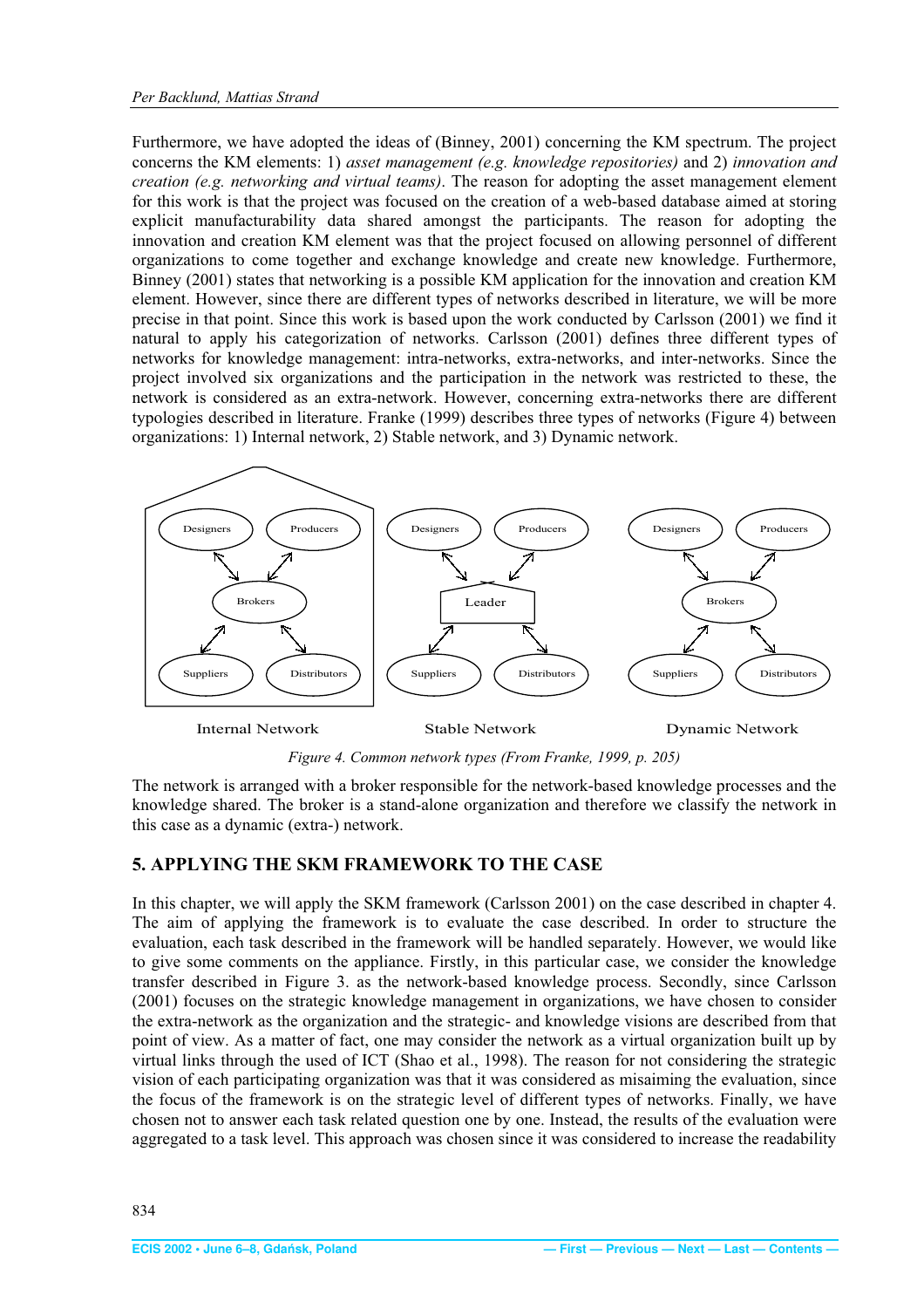Furthermore, we have adopted the ideas of (Binney, 2001) concerning the KM spectrum. The project concerns the KM elements: 1) *asset management (e.g. knowledge repositories)* and 2) *innovation and creation (e.g. networking and virtual teams)*. The reason for adopting the asset management element for this work is that the project was focused on the creation of a web-based database aimed at storing explicit manufacturability data shared amongst the participants. The reason for adopting the innovation and creation KM element was that the project focused on allowing personnel of different organizations to come together and exchange knowledge and create new knowledge. Furthermore, Binney (2001) states that networking is a possible KM application for the innovation and creation KM element. However, since there are different types of networks described in literature, we will be more precise in that point. Since this work is based upon the work conducted by Carlsson (2001) we find it natural to apply his categorization of networks. Carlsson (2001) defines three different types of networks for knowledge management: intra-networks, extra-networks, and inter-networks. Since the project involved six organizations and the participation in the network was restricted to these, the network is considered as an extra-network. However, concerning extra-networks there are different typologies described in literature. Franke (1999) describes three types of networks (Figure 4) between organizations: 1) Internal network, 2) Stable network, and 3) Dynamic network.

Internal Network | Stable Network | Dynamic Network

*Figure 4. Common network types (From Franke, 1999, p. 205)*

The network is arranged with a broker responsible for the network-based knowledge processes and the knowledge shared. The broker is a stand-alone organization and therefore we classify the network in this case as a dynamic (extra-) network.

## 5. APPLYING THE SKM FRAMEWORK TO THE CASE

In this chapter, we will apply the SKM framework (Carlsson 2001) on the case described in chapter 4. The aim of applying the framework is to evaluate the case described. In order to structure the evaluation, each task described in the framework will be handled separately. However, we would like to give some comments on the appliance. Firstly, in this particular case, we consider the knowledge transfer described in Figure 3. as the network-based knowledge process. Secondly, since Carlsson (2001) focuses on the strategic knowledge management in organizations, we have chosen to consider the extra-network as the organization and the strategic- and knowledge visions are described from that point of view. As a matter of fact, one may consider the network as a virtual organization built up by virtual links through the used of ICT (Shao et al., 1998). The reason for not considering the strategic vision of each participating organization was that it was considered as misaiming the evaluation, since the focus of the framework is on the strategic level of different types of networks. Finally, we have chosen not to answer each task related question one by one. Instead, the results of the evaluation were aggregated to a task level. This approach was chosen since it was considered to increase the readability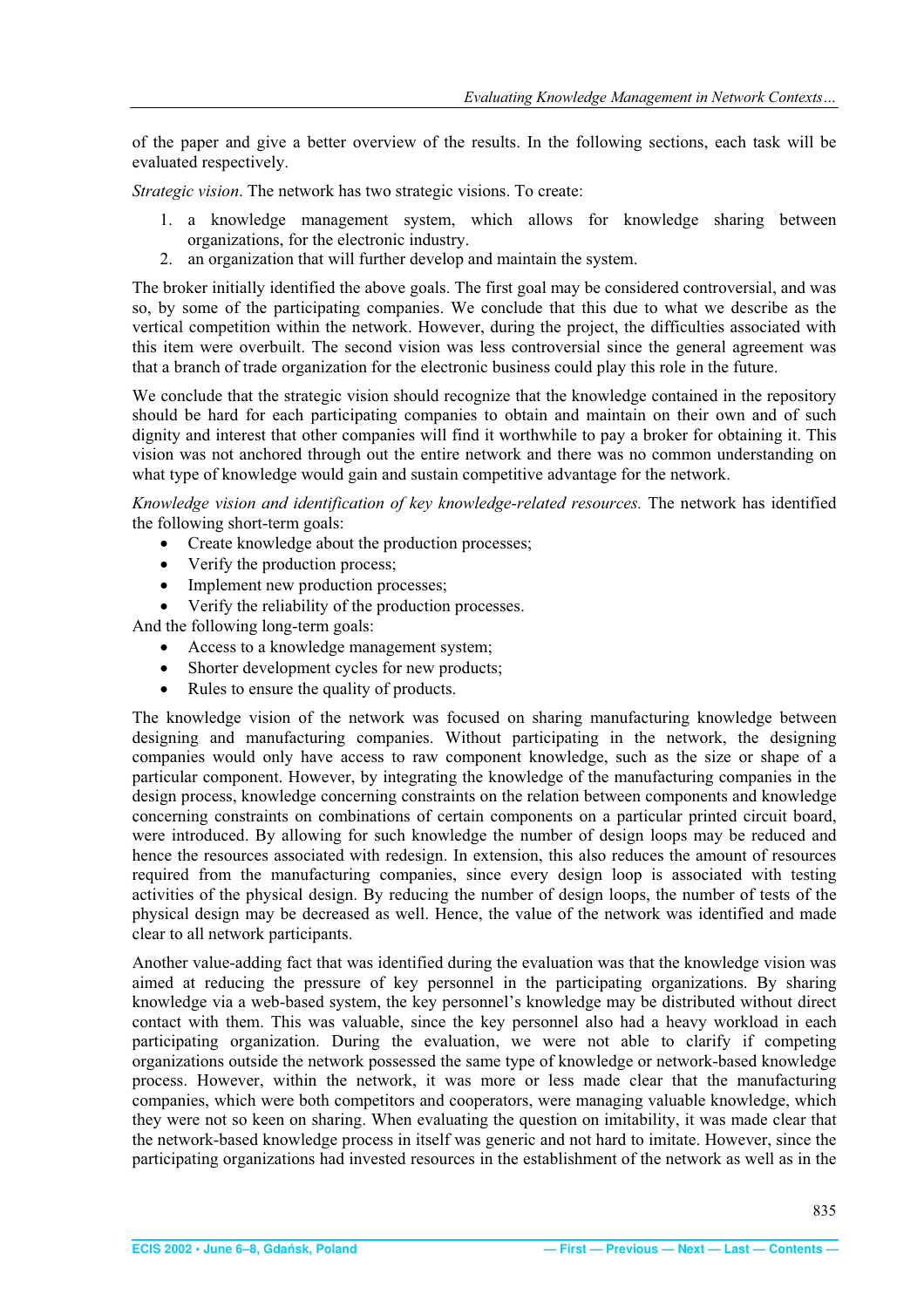of the paper and give a better overview of the results. In the following sections, each task will be evaluated respectively.

*Strategic vision*. The network has two strategic visions. To create:

1. a knowledge management system, which allows for knowledge sharing between organizations, for the electronic industry.
2. an organization that will further develop and maintain the system.

The broker initially identified the above goals. The first goal may be considered controversial, and was so, by some of the participating companies. We conclude that this due to what we describe as the vertical competition within the network. However, during the project, the difficulties associated with this item were overbuilt. The second vision was less controversial since the general agreement was that a branch of trade organization for the electronic business could play this role in the future.

We conclude that the strategic vision should recognize that the knowledge contained in the repository should be hard for each participating companies to obtain and maintain on their own and of such dignity and interest that other companies will find it worthwhile to pay a broker for obtaining it. This vision was not anchored through out the entire network and there was no common understanding on what type of knowledge would gain and sustain competitive advantage for the network.

*Knowledge vision and identification of key knowledge-related resources.* The network has identified the following short-term goals:

- Create knowledge about the production processes;
- Verify the production process;
- Implement new production processes;
- Verify the reliability of the production processes.

And the following long-term goals:

- Access to a knowledge management system;
- Shorter development cycles for new products;
- Rules to ensure the quality of products.

The knowledge vision of the network was focused on sharing manufacturing knowledge between designing and manufacturing companies. Without participating in the network, the designing companies would only have access to raw component knowledge, such as the size or shape of a particular component. However, by integrating the knowledge of the manufacturing companies in the design process, knowledge concerning constraints on the relation between components and knowledge concerning constraints on combinations of certain components on a particular printed circuit board, were introduced. By allowing for such knowledge the number of design loops may be reduced and hence the resources associated with redesign. In extension, this also reduces the amount of resources required from the manufacturing companies, since every design loop is associated with testing activities of the physical design. By reducing the number of design loops, the number of tests of the physical design may be decreased as well. Hence, the value of the network was identified and made clear to all network participants.

Another value-adding fact that was identified during the evaluation was that the knowledge vision was aimed at reducing the pressure of key personnel in the participating organizations. By sharing knowledge via a web-based system, the key personnel's knowledge may be distributed without direct contact with them. This was valuable, since the key personnel also had a heavy workload in each participating organization. During the evaluation, we were not able to clarify if competing organizations outside the network possessed the same type of knowledge or network-based knowledge process. However, within the network, it was more or less made clear that the manufacturing companies, which were both competitors and cooperators, were managing valuable knowledge, which they were not so keen on sharing. When evaluating the question on imitability, it was made clear that the network-based knowledge process in itself was generic and not hard to imitate. However, since the participating organizations had invested resources in the establishment of the network as well as in the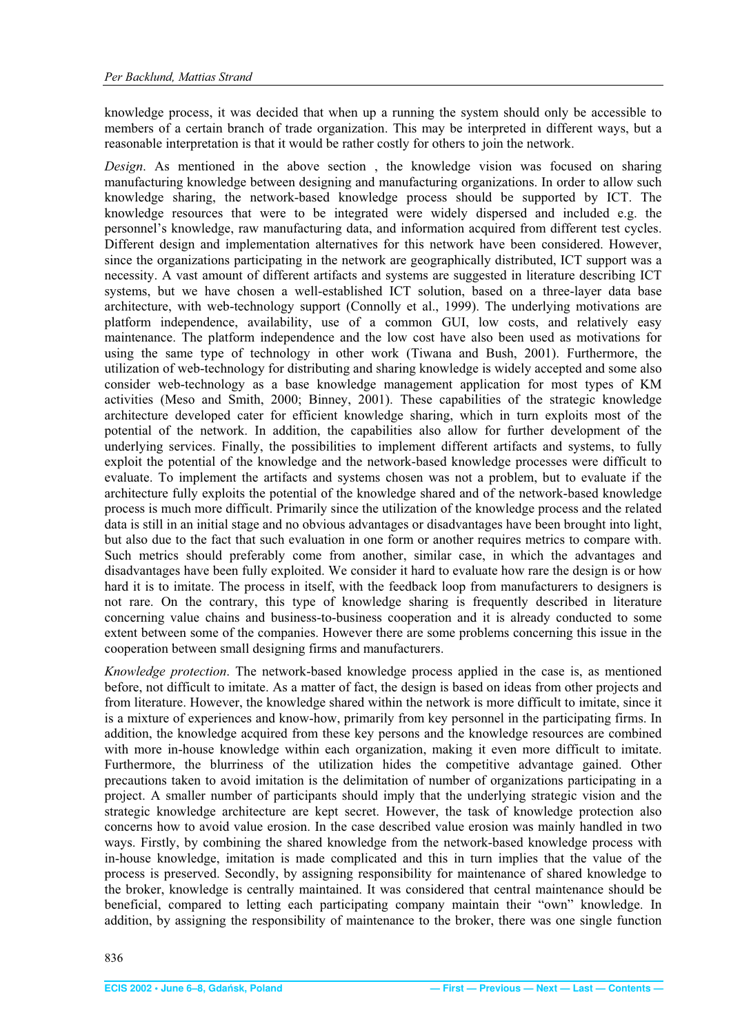knowledge process, it was decided that when up a running the system should only be accessible to members of a certain branch of trade organization. This may be interpreted in different ways, but a reasonable interpretation is that it would be rather costly for others to join the network.

*Design*. As mentioned in the above section , the knowledge vision was focused on sharing manufacturing knowledge between designing and manufacturing organizations. In order to allow such knowledge sharing, the network-based knowledge process should be supported by ICT. The knowledge resources that were to be integrated were widely dispersed and included e.g. the personnel's knowledge, raw manufacturing data, and information acquired from different test cycles. Different design and implementation alternatives for this network have been considered. However, since the organizations participating in the network are geographically distributed, ICT support was a necessity. A vast amount of different artifacts and systems are suggested in literature describing ICT systems, but we have chosen a well-established ICT solution, based on a three-layer data base architecture, with web-technology support (Connolly et al., 1999). The underlying motivations are platform independence, availability, use of a common GUI, low costs, and relatively easy maintenance. The platform independence and the low cost have also been used as motivations for using the same type of technology in other work (Tiwana and Bush, 2001). Furthermore, the utilization of web-technology for distributing and sharing knowledge is widely accepted and some also consider web-technology as a base knowledge management application for most types of KM activities (Meso and Smith, 2000; Binney, 2001). These capabilities of the strategic knowledge architecture developed cater for efficient knowledge sharing, which in turn exploits most of the potential of the network. In addition, the capabilities also allow for further development of the underlying services. Finally, the possibilities to implement different artifacts and systems, to fully exploit the potential of the knowledge and the network-based knowledge processes were difficult to evaluate. To implement the artifacts and systems chosen was not a problem, but to evaluate if the architecture fully exploits the potential of the knowledge shared and of the network-based knowledge process is much more difficult. Primarily since the utilization of the knowledge process and the related data is still in an initial stage and no obvious advantages or disadvantages have been brought into light, but also due to the fact that such evaluation in one form or another requires metrics to compare with. Such metrics should preferably come from another, similar case, in which the advantages and disadvantages have been fully exploited. We consider it hard to evaluate how rare the design is or how hard it is to imitate. The process in itself, with the feedback loop from manufacturers to designers is not rare. On the contrary, this type of knowledge sharing is frequently described in literature concerning value chains and business-to-business cooperation and it is already conducted to some extent between some of the companies. However there are some problems concerning this issue in the cooperation between small designing firms and manufacturers.

*Knowledge protection*. The network-based knowledge process applied in the case is, as mentioned before, not difficult to imitate. As a matter of fact, the design is based on ideas from other projects and from literature. However, the knowledge shared within the network is more difficult to imitate, since it is a mixture of experiences and know-how, primarily from key personnel in the participating firms. In addition, the knowledge acquired from these key persons and the knowledge resources are combined with more in-house knowledge within each organization, making it even more difficult to imitate. Furthermore, the blurriness of the utilization hides the competitive advantage gained. Other precautions taken to avoid imitation is the delimitation of number of organizations participating in a project. A smaller number of participants should imply that the underlying strategic vision and the strategic knowledge architecture are kept secret. However, the task of knowledge protection also concerns how to avoid value erosion. In the case described value erosion was mainly handled in two ways. Firstly, by combining the shared knowledge from the network-based knowledge process with in-house knowledge, imitation is made complicated and this in turn implies that the value of the process is preserved. Secondly, by assigning responsibility for maintenance of shared knowledge to the broker, knowledge is centrally maintained. It was considered that central maintenance should be beneficial, compared to letting each participating company maintain their "own" knowledge. In addition, by assigning the responsibility of maintenance to the broker, there was one single function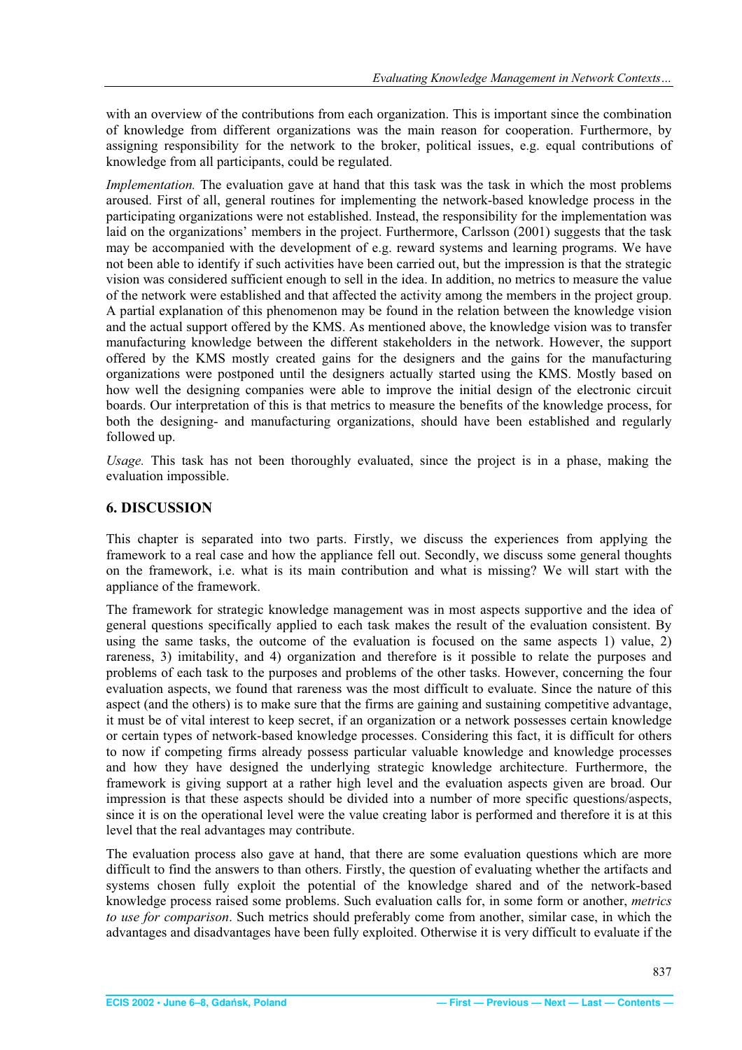with an overview of the contributions from each organization. This is important since the combination of knowledge from different organizations was the main reason for cooperation. Furthermore, by assigning responsibility for the network to the broker, political issues, e.g. equal contributions of knowledge from all participants, could be regulated.

*Implementation.* The evaluation gave at hand that this task was the task in which the most problems aroused. First of all, general routines for implementing the network-based knowledge process in the participating organizations were not established. Instead, the responsibility for the implementation was laid on the organizations' members in the project. Furthermore, Carlsson (2001) suggests that the task may be accompanied with the development of e.g. reward systems and learning programs. We have not been able to identify if such activities have been carried out, but the impression is that the strategic vision was considered sufficient enough to sell in the idea. In addition, no metrics to measure the value of the network were established and that affected the activity among the members in the project group. A partial explanation of this phenomenon may be found in the relation between the knowledge vision and the actual support offered by the KMS. As mentioned above, the knowledge vision was to transfer manufacturing knowledge between the different stakeholders in the network. However, the support offered by the KMS mostly created gains for the designers and the gains for the manufacturing organizations were postponed until the designers actually started using the KMS. Mostly based on how well the designing companies were able to improve the initial design of the electronic circuit boards. Our interpretation of this is that metrics to measure the benefits of the knowledge process, for both the designing- and manufacturing organizations, should have been established and regularly followed up.

*Usage.* This task has not been thoroughly evaluated, since the project is in a phase, making the evaluation impossible.

## 6. DISCUSSION

This chapter is separated into two parts. Firstly, we discuss the experiences from applying the framework to a real case and how the appliance fell out. Secondly, we discuss some general thoughts on the framework, i.e. what is its main contribution and what is missing? We will start with the appliance of the framework.

The framework for strategic knowledge management was in most aspects supportive and the idea of general questions specifically applied to each task makes the result of the evaluation consistent. By using the same tasks, the outcome of the evaluation is focused on the same aspects 1) value, 2) rareness, 3) imitability, and 4) organization and therefore is it possible to relate the purposes and problems of each task to the purposes and problems of the other tasks. However, concerning the four evaluation aspects, we found that rareness was the most difficult to evaluate. Since the nature of this aspect (and the others) is to make sure that the firms are gaining and sustaining competitive advantage, it must be of vital interest to keep secret, if an organization or a network possesses certain knowledge or certain types of network-based knowledge processes. Considering this fact, it is difficult for others to now if competing firms already possess particular valuable knowledge and knowledge processes and how they have designed the underlying strategic knowledge architecture. Furthermore, the framework is giving support at a rather high level and the evaluation aspects given are broad. Our impression is that these aspects should be divided into a number of more specific questions/aspects, since it is on the operational level were the value creating labor is performed and therefore it is at this level that the real advantages may contribute.

The evaluation process also gave at hand, that there are some evaluation questions which are more difficult to find the answers to than others. Firstly, the question of evaluating whether the artifacts and systems chosen fully exploit the potential of the knowledge shared and of the network-based knowledge process raised some problems. Such evaluation calls for, in some form or another, *metrics to use for comparison*. Such metrics should preferably come from another, similar case, in which the advantages and disadvantages have been fully exploited. Otherwise it is very difficult to evaluate if the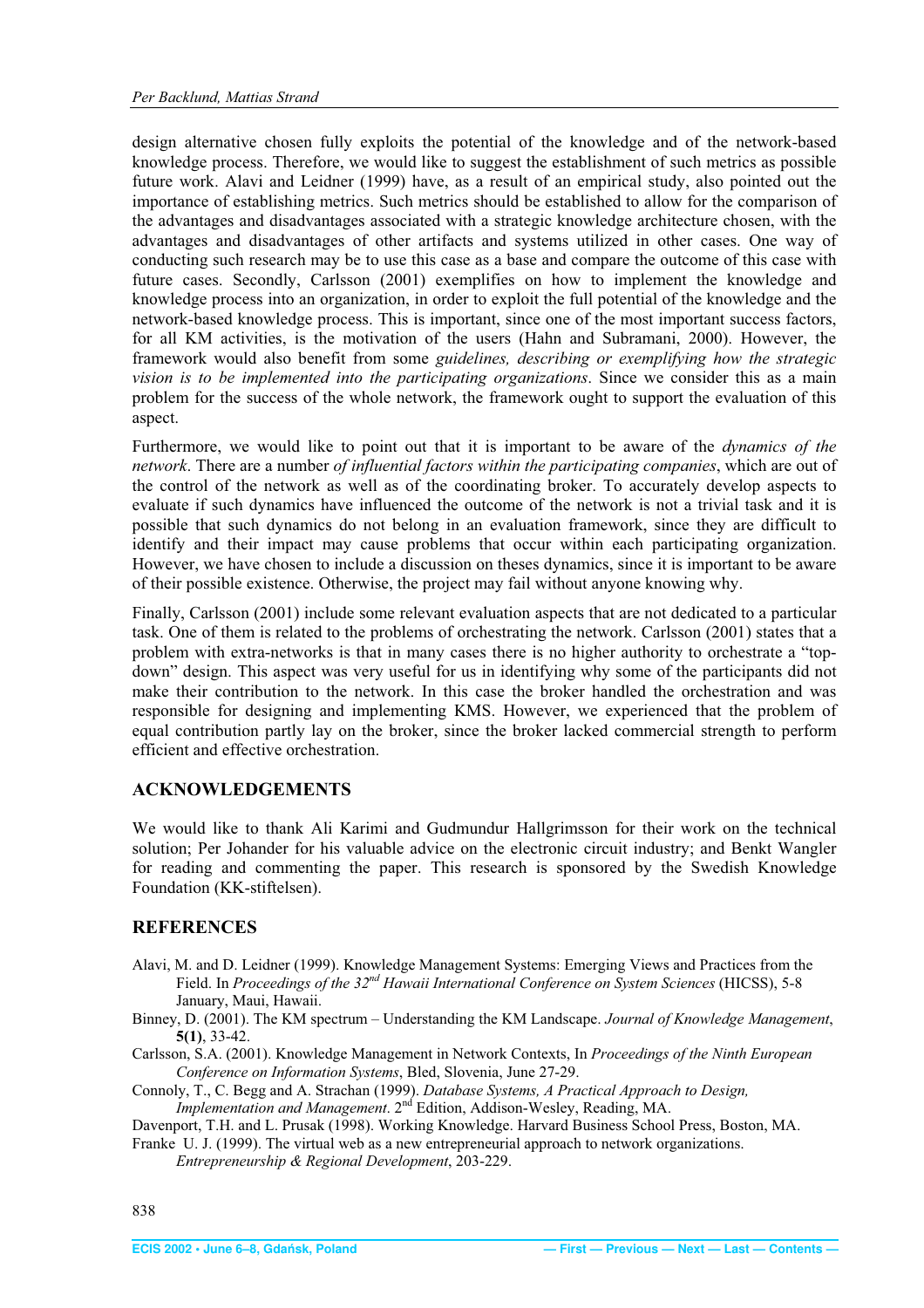design alternative chosen fully exploits the potential of the knowledge and of the network-based knowledge process. Therefore, we would like to suggest the establishment of such metrics as possible future work. Alavi and Leidner (1999) have, as a result of an empirical study, also pointed out the importance of establishing metrics. Such metrics should be established to allow for the comparison of the advantages and disadvantages associated with a strategic knowledge architecture chosen, with the advantages and disadvantages of other artifacts and systems utilized in other cases. One way of conducting such research may be to use this case as a base and compare the outcome of this case with future cases. Secondly, Carlsson (2001) exemplifies on how to implement the knowledge and knowledge process into an organization, in order to exploit the full potential of the knowledge and the network-based knowledge process. This is important, since one of the most important success factors, for all KM activities, is the motivation of the users (Hahn and Subramani, 2000). However, the framework would also benefit from some *guidelines, describing or exemplifying how the strategic vision is to be implemented into the participating organizations*. Since we consider this as a main problem for the success of the whole network, the framework ought to support the evaluation of this aspect.

Furthermore, we would like to point out that it is important to be aware of the *dynamics of the network*. There are a number *of influential factors within the participating companies*, which are out of the control of the network as well as of the coordinating broker. To accurately develop aspects to evaluate if such dynamics have influenced the outcome of the network is not a trivial task and it is possible that such dynamics do not belong in an evaluation framework, since they are difficult to identify and their impact may cause problems that occur within each participating organization. However, we have chosen to include a discussion on theses dynamics, since it is important to be aware of their possible existence. Otherwise, the project may fail without anyone knowing why.

Finally, Carlsson (2001) include some relevant evaluation aspects that are not dedicated to a particular task. One of them is related to the problems of orchestrating the network. Carlsson (2001) states that a problem with extra-networks is that in many cases there is no higher authority to orchestrate a "top-down" design. This aspect was very useful for us in identifying why some of the participants did not make their contribution to the network. In this case the broker handled the orchestration and was responsible for designing and implementing KMS. However, we experienced that the problem of equal contribution partly lay on the broker, since the broker lacked commercial strength to perform efficient and effective orchestration.

## ACKNOWLEDGEMENTS

We would like to thank Ali Karimi and Gudmundur Hallgrimsson for their work on the technical solution; Per Johander for his valuable advice on the electronic circuit industry; and Benkt Wangler for reading and commenting the paper. This research is sponsored by the Swedish Knowledge Foundation (KK-stiftelsen).

## REFERENCES

Alavi, M. and D. Leidner (1999). Knowledge Management Systems: Emerging Views and Practices from the Field. In *Proceedings of the 32nd Hawaii International Conference on System Sciences* (HICSS), 5-8 January, Maui, Hawaii.

Binney, D. (2001). The KM spectrum – Understanding the KM Landscape. *Journal of Knowledge Management*, **5(1)**, 33-42.

Carlsson, S.A. (2001). Knowledge Management in Network Contexts, In *Proceedings of the Ninth European Conference on Information Systems*, Bled, Slovenia, June 27-29.

Connoly, T., C. Begg and A. Strachan (1999). *Database Systems, A Practical Approach to Design, Implementation and Management*. 2nd Edition, Addison-Wesley, Reading, MA.

Davenport, T.H. and L. Prusak (1998). Working Knowledge. Harvard Business School Press, Boston, MA.

Franke U. J. (1999). The virtual web as a new entrepreneurial approach to network organizations. *Entrepreneurship & Regional Development*, 203-229.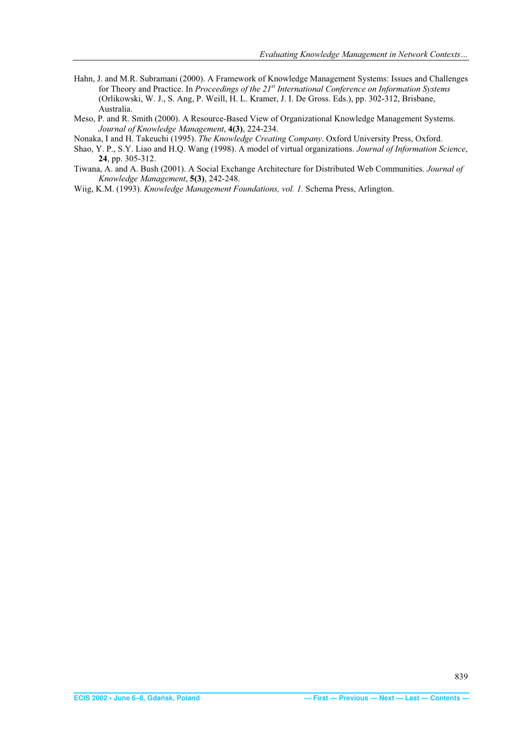Hahn, J. and M.R. Subramani (2000). A Framework of Knowledge Management Systems: Issues and Challenges for Theory and Practice. In *Proceedings of the 21st International Conference on Information Systems* (Orlikowski, W. J., S. Ang, P. Weill, H. L. Kramer, J. I. De Gross. Eds.), pp. 302-312, Brisbane, Australia.

Meso, P. and R. Smith (2000). A Resource-Based View of Organizational Knowledge Management Systems. *Journal of Knowledge Management*, **4(3)**, 224-234.

Nonaka, I and H. Takeuchi (1995). *The Knowledge Creating Company*. Oxford University Press, Oxford.

Shao, Y. P., S.Y. Liao and H.Q. Wang (1998). A model of virtual organizations. *Journal of Information Science*, **24**, pp. 305-312.

Tiwana, A. and A. Bush (2001). A Social Exchange Architecture for Distributed Web Communities. *Journal of Knowledge Management*, **5(3)**, 242-248.

Wiig, K.M. (1993). *Knowledge Management Foundations, vol. 1.* Schema Press, Arlington.